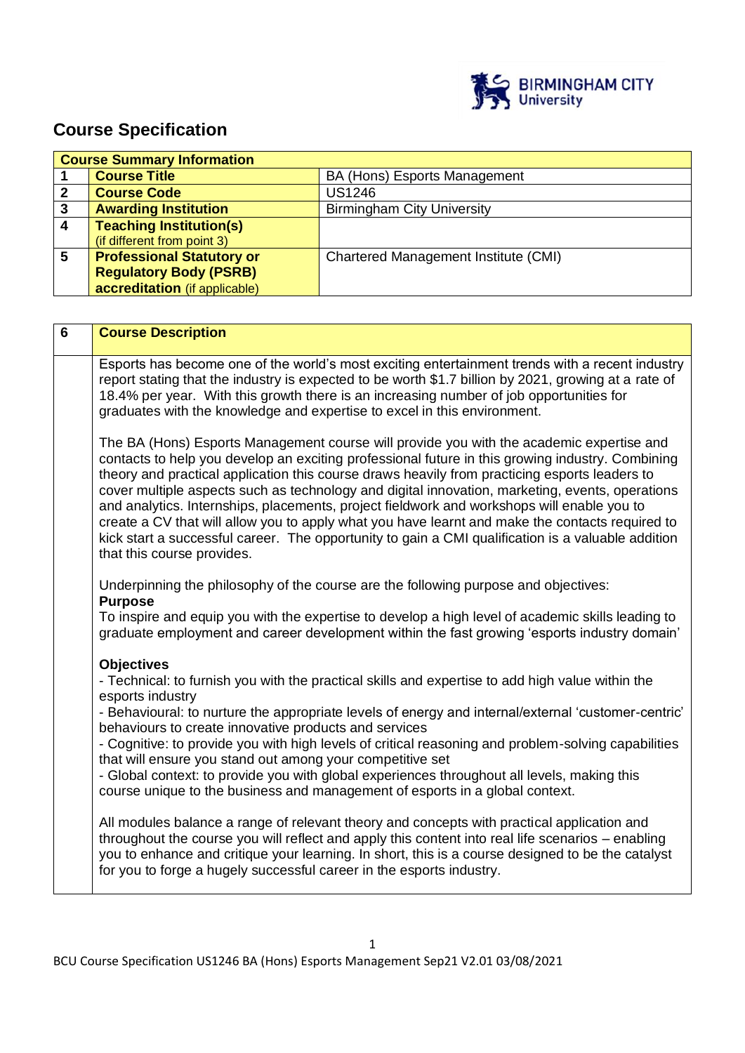# Course Specification

| Course Summary Information | | |
|---|---|---|
| 1 | **Course Title** | BA (Hons) Esports Management |
| 2 | **Course Code** | US1246 |
| 3 | **Awarding Institution** | Birmingham City University |
| 4 | **Teaching Institution(s)** (if different from point 3) | |
| 5 | **Professional Statutory or Regulatory Body (PSRB) accreditation** (if applicable) | Chartered Management Institute (CMI) |

| 6 | Course Description |
|---|---|
| | Esports has become one of the world's most exciting entertainment trends with a recent industry report stating that the industry is expected to be worth $1.7 billion by 2021, growing at a rate of 18.4% per year. With this growth there is an increasing number of job opportunities for graduates with the knowledge and expertise to excel in this environment.<br><br>The BA (Hons) Esports Management course will provide you with the academic expertise and contacts to help you develop an exciting professional future in this growing industry. Combining theory and practical application this course draws heavily from practicing esports leaders to cover multiple aspects such as technology and digital innovation, marketing, events, operations and analytics. Internships, placements, project fieldwork and workshops will enable you to create a CV that will allow you to apply what you have learnt and make the contacts required to kick start a successful career. The opportunity to gain a CMI qualification is a valuable addition that this course provides.<br><br>Underpinning the philosophy of the course are the following purpose and objectives:<br>**Purpose**<br>To inspire and equip you with the expertise to develop a high level of academic skills leading to graduate employment and career development within the fast growing 'esports industry domain'<br><br>**Objectives**<br>- Technical: to furnish you with the practical skills and expertise to add high value within the esports industry<br>- Behavioural: to nurture the appropriate levels of energy and internal/external 'customer-centric' behaviours to create innovative products and services<br>- Cognitive: to provide you with high levels of critical reasoning and problem-solving capabilities that will ensure you stand out among your competitive set<br>- Global context: to provide you with global experiences throughout all levels, making this course unique to the business and management of esports in a global context.<br><br>All modules balance a range of relevant theory and concepts with practical application and throughout the course you will reflect and apply this content into real life scenarios – enabling you to enhance and critique your learning. In short, this is a course designed to be the catalyst for you to forge a hugely successful career in the esports industry. |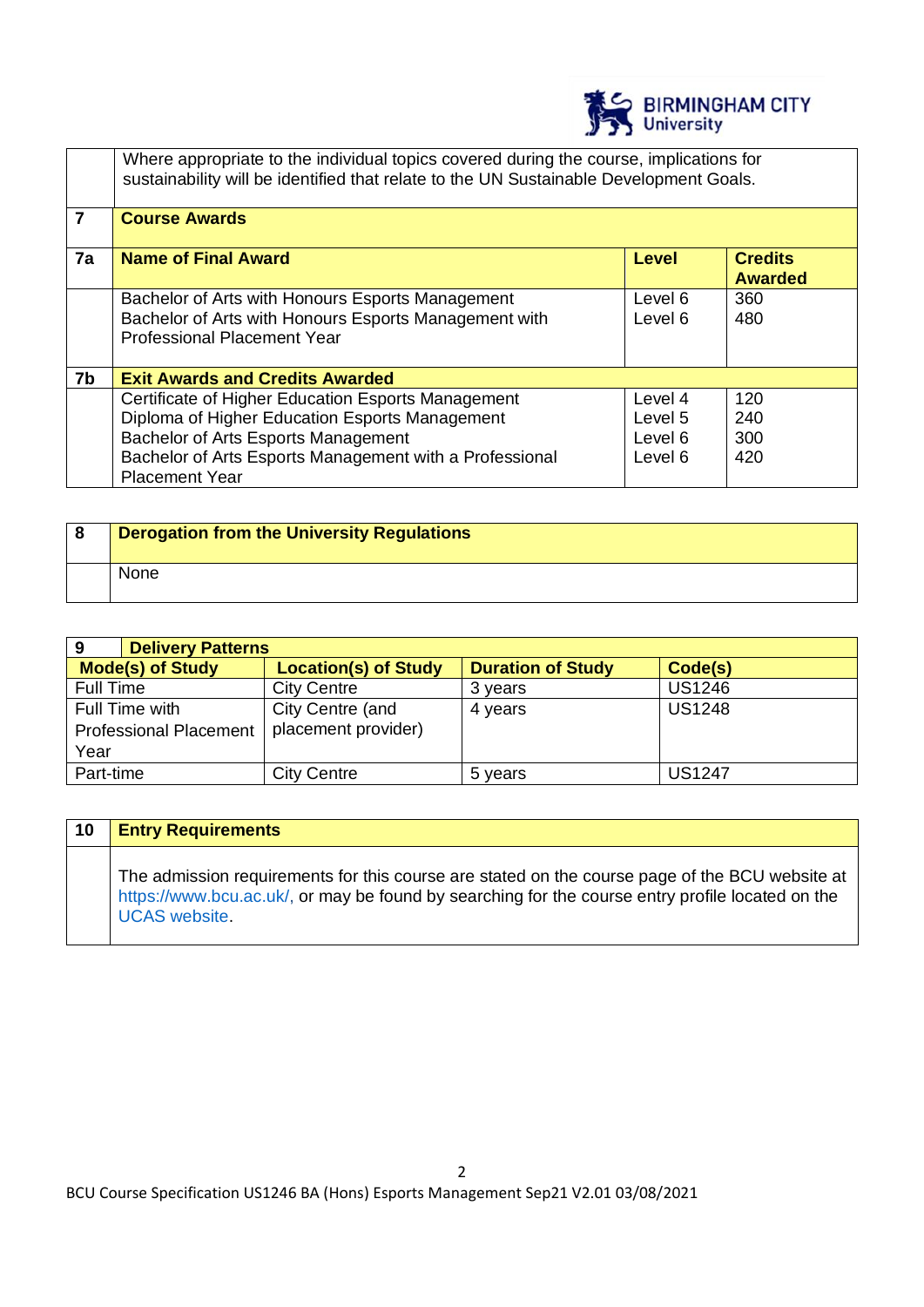| | |
|---|---|
| | Where appropriate to the individual topics covered during the course, implications for sustainability will be identified that relate to the UN Sustainable Development Goals. |

| | | | |
|---|---|---|---|
| **7** | **Course Awards** | | |
| **7a** | **Name of Final Award** | **Level** | **Credits Awarded** |
| | Bachelor of Arts with Honours Esports Management<br>Bachelor of Arts with Honours Esports Management with Professional Placement Year | Level 6<br>Level 6 | 360<br>480 |
| **7b** | **Exit Awards and Credits Awarded** | | |
| | Certificate of Higher Education Esports Management<br>Diploma of Higher Education Esports Management<br>Bachelor of Arts Esports Management<br>Bachelor of Arts Esports Management with a Professional Placement Year | Level 4<br>Level 5<br>Level 6<br>Level 6 | 120<br>240<br>300<br>420 |

| | |
|---|---|
| **8** | **Derogation from the University Regulations** |
| | None |

| **9 Delivery Patterns** | | | |
|---|---|---|---|
| **Mode(s) of Study** | **Location(s) of Study** | **Duration of Study** | **Code(s)** |
| Full Time | City Centre | 3 years | US1246 |
| Full Time with Professional Placement Year | City Centre (and placement provider) | 4 years | US1248 |
| Part-time | City Centre | 5 years | US1247 |

| | |
|---|---|
| **10** | **Entry Requirements** |
| | The admission requirements for this course are stated on the course page of the BCU website at https://www.bcu.ac.uk/, or may be found by searching for the course entry profile located on the UCAS website. |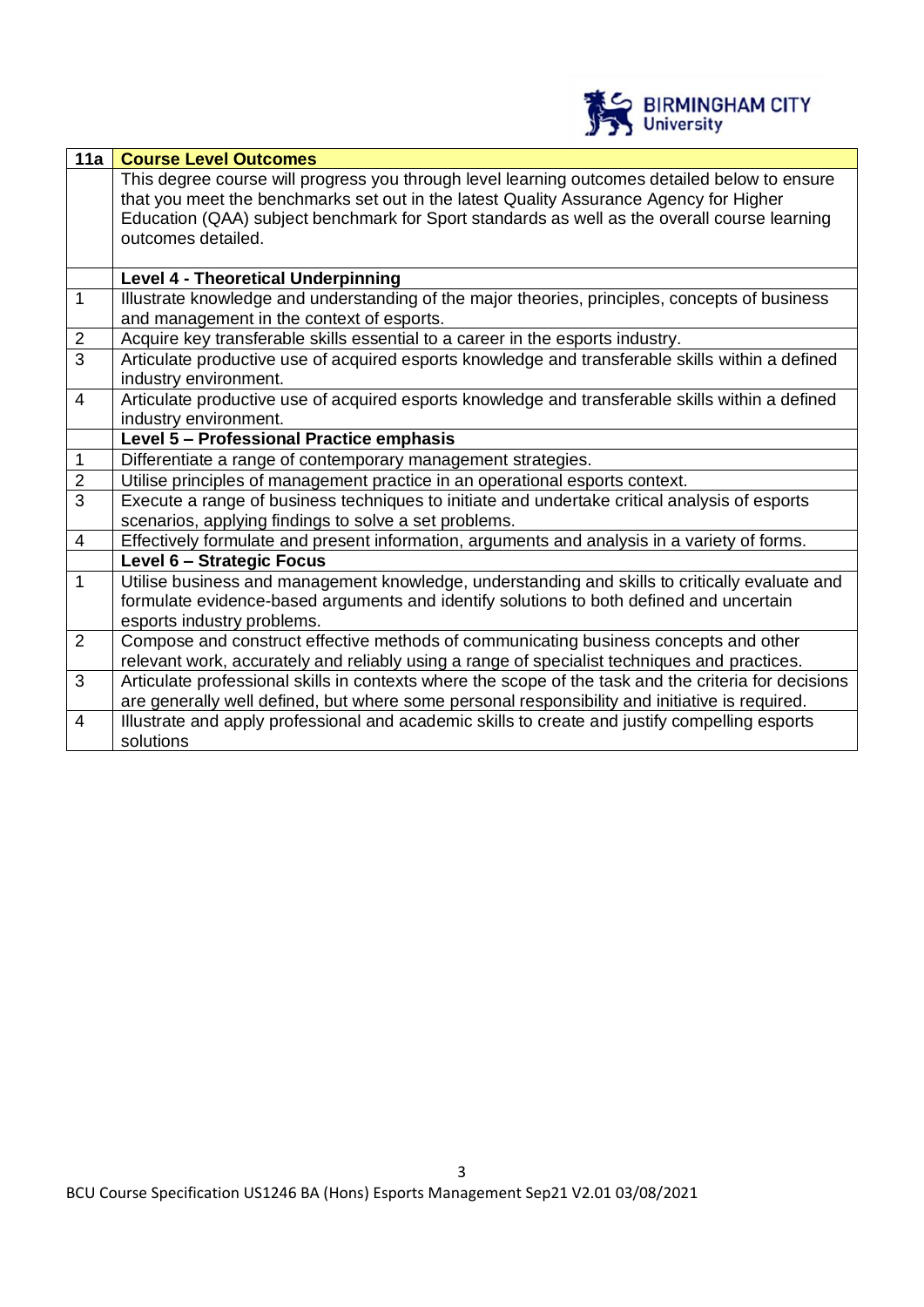| 11a | Course Level Outcomes |
|---|---|
| | This degree course will progress you through level learning outcomes detailed below to ensure that you meet the benchmarks set out in the latest Quality Assurance Agency for Higher Education (QAA) subject benchmark for Sport standards as well as the overall course learning outcomes detailed. |
| | **Level 4 - Theoretical Underpinning** |
| 1 | Illustrate knowledge and understanding of the major theories, principles, concepts of business and management in the context of esports. |
| 2 | Acquire key transferable skills essential to a career in the esports industry. |
| 3 | Articulate productive use of acquired esports knowledge and transferable skills within a defined industry environment. |
| 4 | Articulate productive use of acquired esports knowledge and transferable skills within a defined industry environment. |
| | **Level 5 – Professional Practice emphasis** |
| 1 | Differentiate a range of contemporary management strategies. |
| 2 | Utilise principles of management practice in an operational esports context. |
| 3 | Execute a range of business techniques to initiate and undertake critical analysis of esports scenarios, applying findings to solve a set problems. |
| 4 | Effectively formulate and present information, arguments and analysis in a variety of forms. |
| | **Level 6 – Strategic Focus** |
| 1 | Utilise business and management knowledge, understanding and skills to critically evaluate and formulate evidence-based arguments and identify solutions to both defined and uncertain esports industry problems. |
| 2 | Compose and construct effective methods of communicating business concepts and other relevant work, accurately and reliably using a range of specialist techniques and practices. |
| 3 | Articulate professional skills in contexts where the scope of the task and the criteria for decisions are generally well defined, but where some personal responsibility and initiative is required. |
| 4 | Illustrate and apply professional and academic skills to create and justify compelling esports solutions |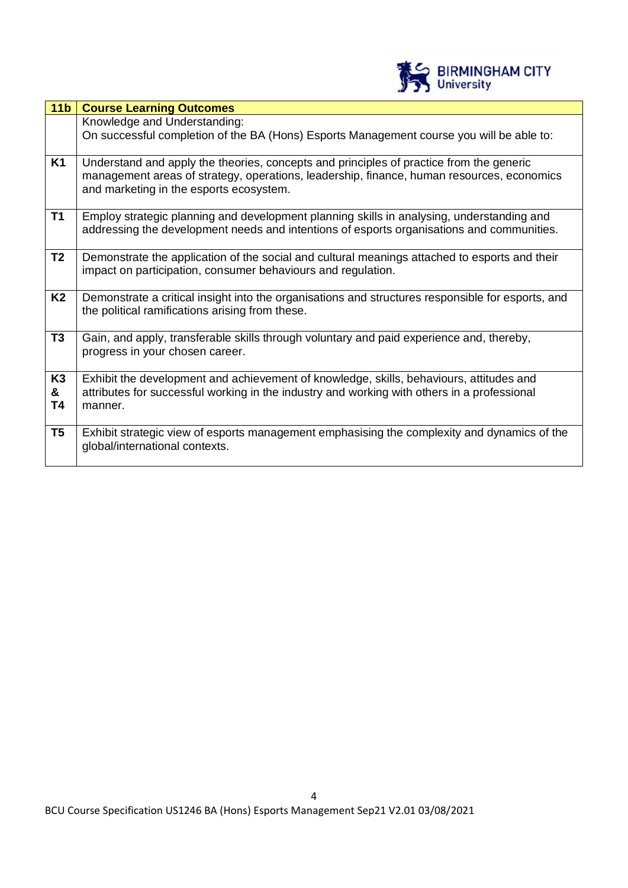| 11b | Course Learning Outcomes |
|---|---|
| | Knowledge and Understanding:<br>On successful completion of the BA (Hons) Esports Management course you will be able to: |
| K1 | Understand and apply the theories, concepts and principles of practice from the generic management areas of strategy, operations, leadership, finance, human resources, economics and marketing in the esports ecosystem. |
| T1 | Employ strategic planning and development planning skills in analysing, understanding and addressing the development needs and intentions of esports organisations and communities. |
| T2 | Demonstrate the application of the social and cultural meanings attached to esports and their impact on participation, consumer behaviours and regulation. |
| K2 | Demonstrate a critical insight into the organisations and structures responsible for esports, and the political ramifications arising from these. |
| T3 | Gain, and apply, transferable skills through voluntary and paid experience and, thereby, progress in your chosen career. |
| K3 & T4 | Exhibit the development and achievement of knowledge, skills, behaviours, attitudes and attributes for successful working in the industry and working with others in a professional manner. |
| T5 | Exhibit strategic view of esports management emphasising the complexity and dynamics of the global/international contexts. |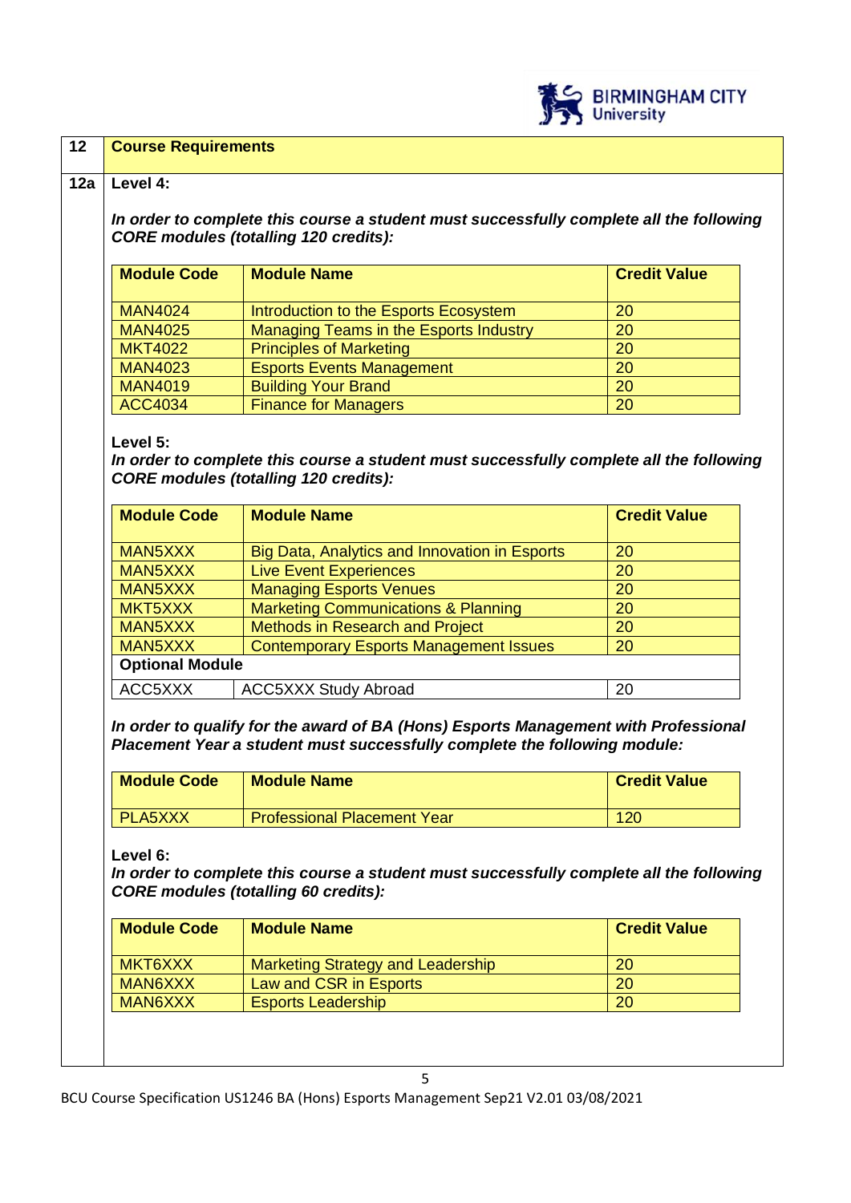| 12 | **Course Requirements** |
|---|---|

## 12a Level 4:

***In order to complete this course a student must successfully complete all the following CORE modules (totalling 120 credits):***

| Module Code | Module Name | Credit Value |
|---|---|---|
| MAN4024 | Introduction to the Esports Ecosystem | 20 |
| MAN4025 | Managing Teams in the Esports Industry | 20 |
| MKT4022 | Principles of Marketing | 20 |
| MAN4023 | Esports Events Management | 20 |
| MAN4019 | Building Your Brand | 20 |
| ACC4034 | Finance for Managers | 20 |

**Level 5:**

***In order to complete this course a student must successfully complete all the following CORE modules (totalling 120 credits):***

| Module Code | Module Name | Credit Value |
|---|---|---|
| MAN5XXX | Big Data, Analytics and Innovation in Esports | 20 |
| MAN5XXX | Live Event Experiences | 20 |
| MAN5XXX | Managing Esports Venues | 20 |
| MKT5XXX | Marketing Communications & Planning | 20 |
| MAN5XXX | Methods in Research and Project | 20 |
| MAN5XXX | Contemporary Esports Management Issues | 20 |
| **Optional Module** | | |
| ACC5XXX | ACC5XXX Study Abroad | 20 |

***In order to qualify for the award of BA (Hons) Esports Management with Professional Placement Year a student must successfully complete the following module:***

| Module Code | Module Name | Credit Value |
|---|---|---|
| PLA5XXX | Professional Placement Year | 120 |

**Level 6:**

***In order to complete this course a student must successfully complete all the following CORE modules (totalling 60 credits):***

| Module Code | Module Name | Credit Value |
|---|---|---|
| MKT6XXX | Marketing Strategy and Leadership | 20 |
| MAN6XXX | Law and CSR in Esports | 20 |
| MAN6XXX | Esports Leadership | 20 |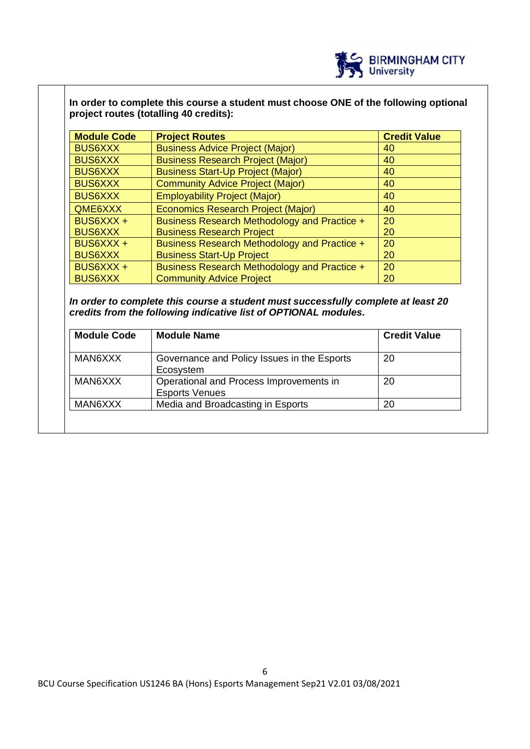**In order to complete this course a student must choose ONE of the following optional project routes (totalling 40 credits):**

| Module Code | Project Routes | Credit Value |
|---|---|---|
| BUS6XXX | Business Advice Project (Major) | 40 |
| BUS6XXX | Business Research Project (Major) | 40 |
| BUS6XXX | Business Start-Up Project (Major) | 40 |
| BUS6XXX | Community Advice Project (Major) | 40 |
| BUS6XXX | Employability Project (Major) | 40 |
| QME6XXX | Economics Research Project (Major) | 40 |
| BUS6XXX + BUS6XXX | Business Research Methodology and Practice + Business Research Project | 20 20 |
| BUS6XXX + BUS6XXX | Business Research Methodology and Practice + Business Start-Up Project | 20 20 |
| BUS6XXX + BUS6XXX | Business Research Methodology and Practice + Community Advice Project | 20 20 |

***In order to complete this course a student must successfully complete at least 20 credits from the following indicative list of OPTIONAL modules.***

| Module Code | Module Name | Credit Value |
|---|---|---|
| MAN6XXX | Governance and Policy Issues in the Esports Ecosystem | 20 |
| MAN6XXX | Operational and Process Improvements in Esports Venues | 20 |
| MAN6XXX | Media and Broadcasting in Esports | 20 |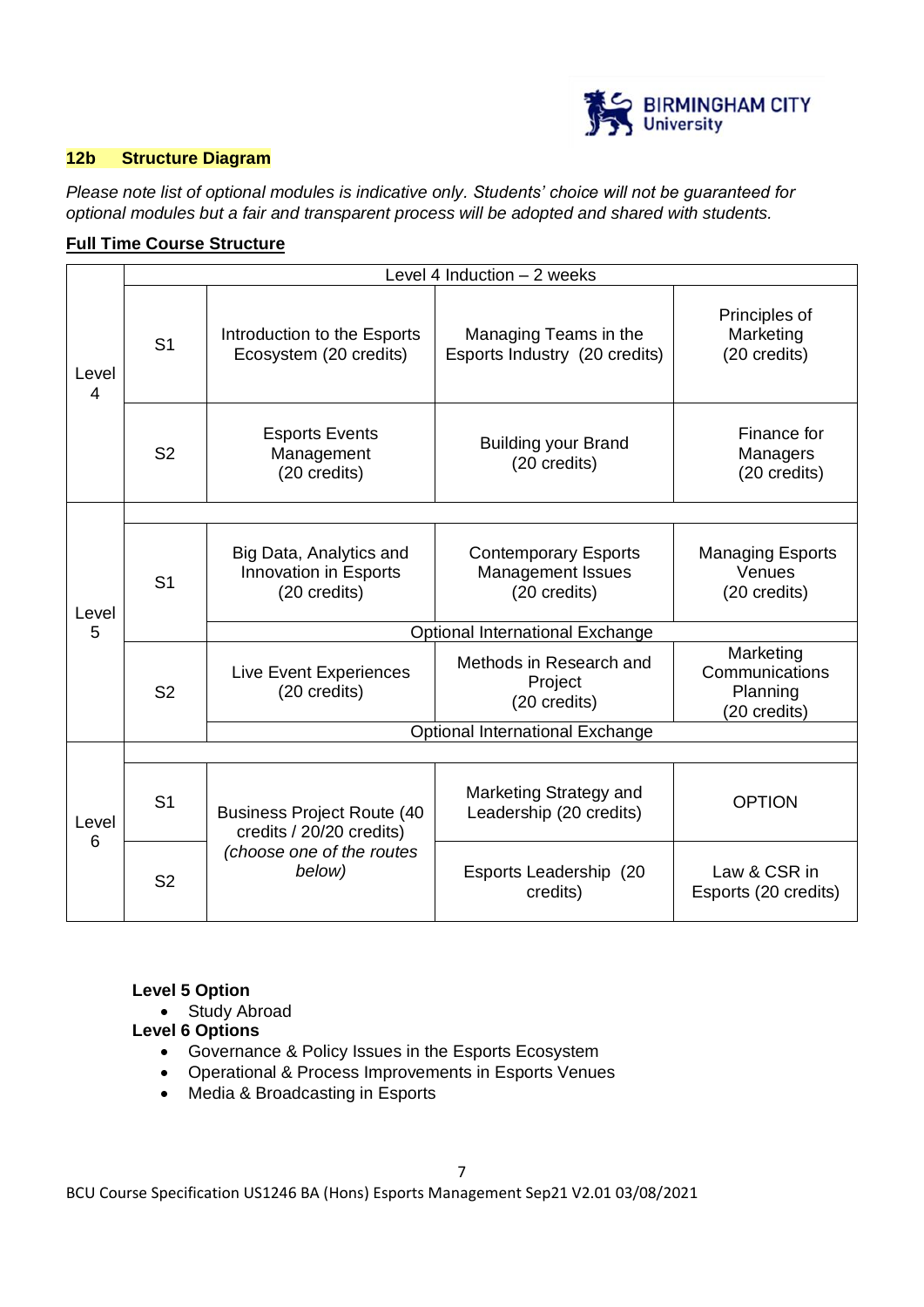## 12b Structure Diagram

*Please note list of optional modules is indicative only. Students' choice will not be guaranteed for optional modules but a fair and transparent process will be adopted and shared with students.*

**Full Time Course Structure**

| Level | Semester | Module | Module | Module |
|---|---|---|---|---|
| Level 4 | Level 4 Induction – 2 weeks | | | |
| | S1 | Introduction to the Esports Ecosystem (20 credits) | Managing Teams in the Esports Industry (20 credits) | Principles of Marketing (20 credits) |
| | S2 | Esports Events Management (20 credits) | Building your Brand (20 credits) | Finance for Managers (20 credits) |
| Level 5 | S1 | Big Data, Analytics and Innovation in Esports (20 credits) | Contemporary Esports Management Issues (20 credits) | Managing Esports Venues (20 credits) |
| | | Optional International Exchange | | |
| | S2 | Live Event Experiences (20 credits) | Methods in Research and Project (20 credits) | Marketing Communications Planning (20 credits) |
| | | Optional International Exchange | | |
| Level 6 | S1 | Business Project Route (40 credits / 20/20 credits) *(choose one of the routes below)* | Marketing Strategy and Leadership (20 credits) | OPTION |
| | S2 | | Esports Leadership (20 credits) | Law & CSR in Esports (20 credits) |

**Level 5 Option**

- Study Abroad

**Level 6 Options**

- Governance & Policy Issues in the Esports Ecosystem
- Operational & Process Improvements in Esports Venues
- Media & Broadcasting in Esports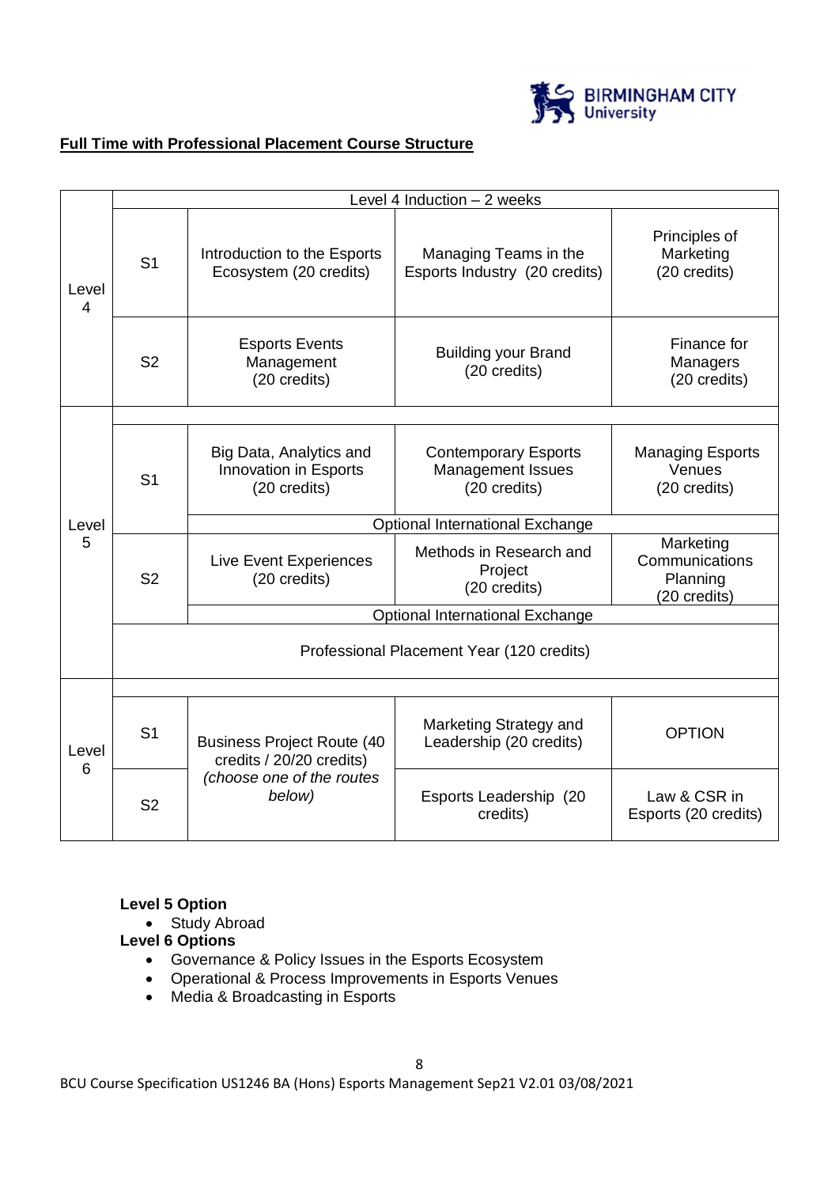**Full Time with Professional Placement Course Structure**

| | | | | |
|---|---|---|---|---|
| Level 4 | Level 4 Induction – 2 weeks | | | |
| | S1 | Introduction to the Esports Ecosystem (20 credits) | Managing Teams in the Esports Industry (20 credits) | Principles of Marketing (20 credits) |
| | S2 | Esports Events Management (20 credits) | Building your Brand (20 credits) | Finance for Managers (20 credits) |
| Level 5 | | | | |
| | S1 | Big Data, Analytics and Innovation in Esports (20 credits) | Contemporary Esports Management Issues (20 credits) | Managing Esports Venues (20 credits) |
| | | Optional International Exchange | | |
| | S2 | Live Event Experiences (20 credits) | Methods in Research and Project (20 credits) | Marketing Communications Planning (20 credits) |
| | | Optional International Exchange | | |
| | Professional Placement Year (120 credits) | | | |
| Level 6 | | | | |
| | S1 | Business Project Route (40 credits / 20/20 credits) *(choose one of the routes below)* | Marketing Strategy and Leadership (20 credits) | OPTION |
| | S2 | | Esports Leadership (20 credits) | Law & CSR in Esports (20 credits) |

**Level 5 Option**

- Study Abroad

**Level 6 Options**

- Governance & Policy Issues in the Esports Ecosystem
- Operational & Process Improvements in Esports Venues
- Media & Broadcasting in Esports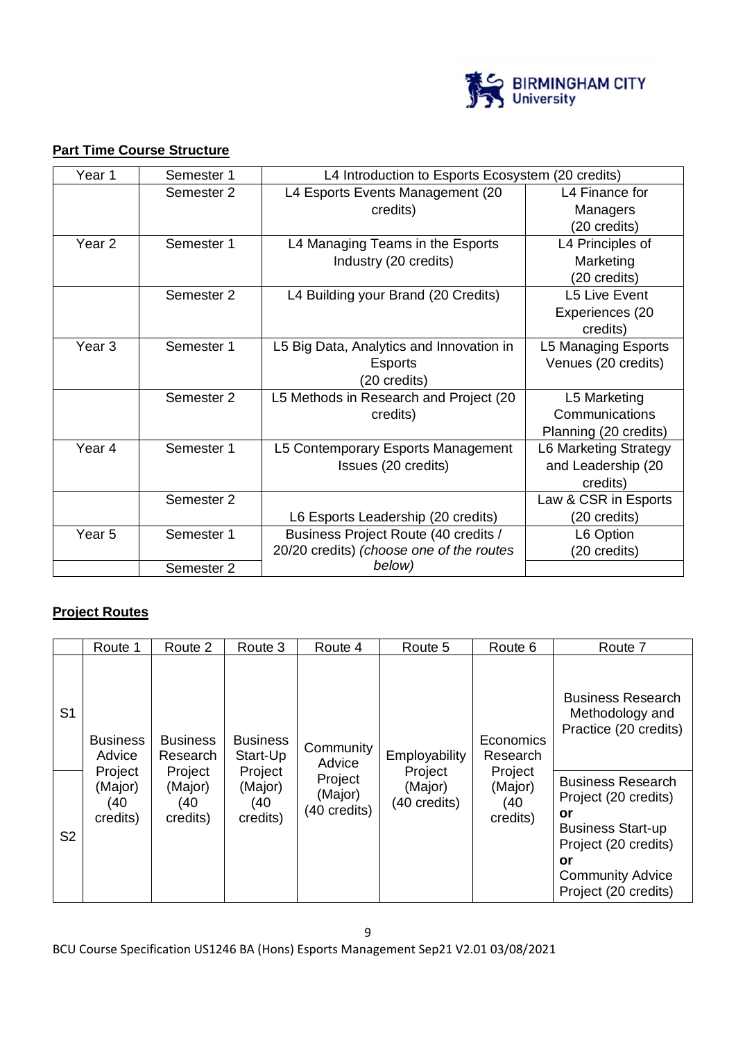**Part Time Course Structure**

| Year 1 | Semester 1 | L4 Introduction to Esports Ecosystem (20 credits) | |
|---|---|---|---|
| | Semester 2 | L4 Esports Events Management (20 credits) | L4 Finance for Managers (20 credits) |
| Year 2 | Semester 1 | L4 Managing Teams in the Esports Industry (20 credits) | L4 Principles of Marketing (20 credits) |
| | Semester 2 | L4 Building your Brand (20 Credits) | L5 Live Event Experiences (20 credits) |
| Year 3 | Semester 1 | L5 Big Data, Analytics and Innovation in Esports (20 credits) | L5 Managing Esports Venues (20 credits) |
| | Semester 2 | L5 Methods in Research and Project (20 credits) | L5 Marketing Communications Planning (20 credits) |
| Year 4 | Semester 1 | L5 Contemporary Esports Management Issues (20 credits) | L6 Marketing Strategy and Leadership (20 credits) |
| | Semester 2 | L6 Esports Leadership (20 credits) | Law & CSR in Esports (20 credits) |
| Year 5 | Semester 1 | Business Project Route (40 credits / 20/20 credits) *(choose one of the routes below)* | L6 Option (20 credits) |
| | Semester 2 | | |

**Project Routes**

| | Route 1 | Route 2 | Route 3 | Route 4 | Route 5 | Route 6 | Route 7 |
|---|---|---|---|---|---|---|---|
| S1 | Business Advice Project (Major) (40 credits) | Business Research Project (Major) (40 credits) | Business Start-Up Project (Major) (40 credits) | Community Advice Project (Major) (40 credits) | Employability Project (Major) (40 credits) | Economics Research Project (Major) (40 credits) | Business Research Methodology and Practice (20 credits) |
| S2 | | | | | | | Business Research Project (20 credits) **or** Business Start-up Project (20 credits) **or** Community Advice Project (20 credits) |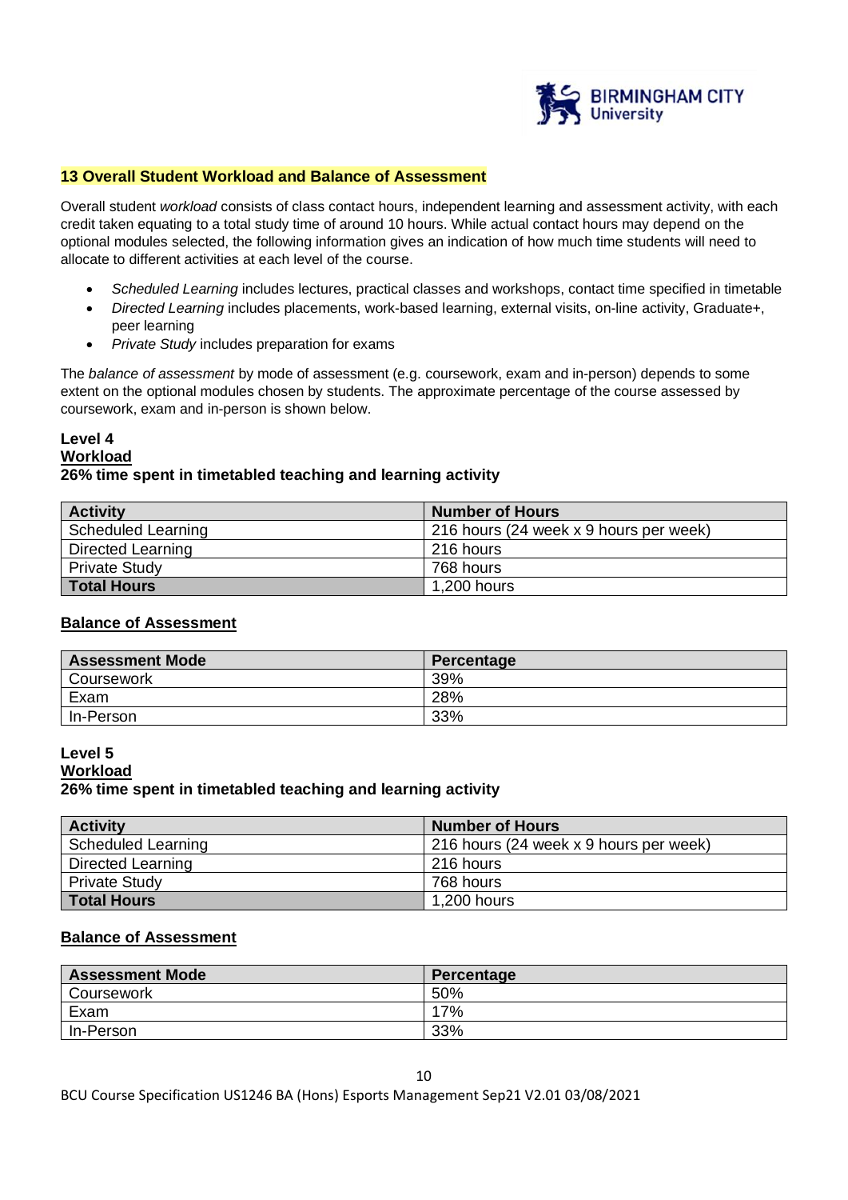## 13 Overall Student Workload and Balance of Assessment

Overall student *workload* consists of class contact hours, independent learning and assessment activity, with each credit taken equating to a total study time of around 10 hours. While actual contact hours may depend on the optional modules selected, the following information gives an indication of how much time students will need to allocate to different activities at each level of the course.

- *Scheduled Learning* includes lectures, practical classes and workshops, contact time specified in timetable
- *Directed Learning* includes placements, work-based learning, external visits, on-line activity, Graduate+, peer learning
- *Private Study* includes preparation for exams

The *balance of assessment* by mode of assessment (e.g. coursework, exam and in-person) depends to some extent on the optional modules chosen by students. The approximate percentage of the course assessed by coursework, exam and in-person is shown below.

### Level 4

**Workload**

**26% time spent in timetabled teaching and learning activity**

| Activity | Number of Hours |
|---|---|
| Scheduled Learning | 216 hours (24 week x 9 hours per week) |
| Directed Learning | 216 hours |
| Private Study | 768 hours |
| **Total Hours** | 1,200 hours |

**Balance of Assessment**

| Assessment Mode | Percentage |
|---|---|
| Coursework | 39% |
| Exam | 28% |
| In-Person | 33% |

### Level 5

**Workload**

**26% time spent in timetabled teaching and learning activity**

| Activity | Number of Hours |
|---|---|
| Scheduled Learning | 216 hours (24 week x 9 hours per week) |
| Directed Learning | 216 hours |
| Private Study | 768 hours |
| **Total Hours** | 1,200 hours |

**Balance of Assessment**

| Assessment Mode | Percentage |
|---|---|
| Coursework | 50% |
| Exam | 17% |
| In-Person | 33% |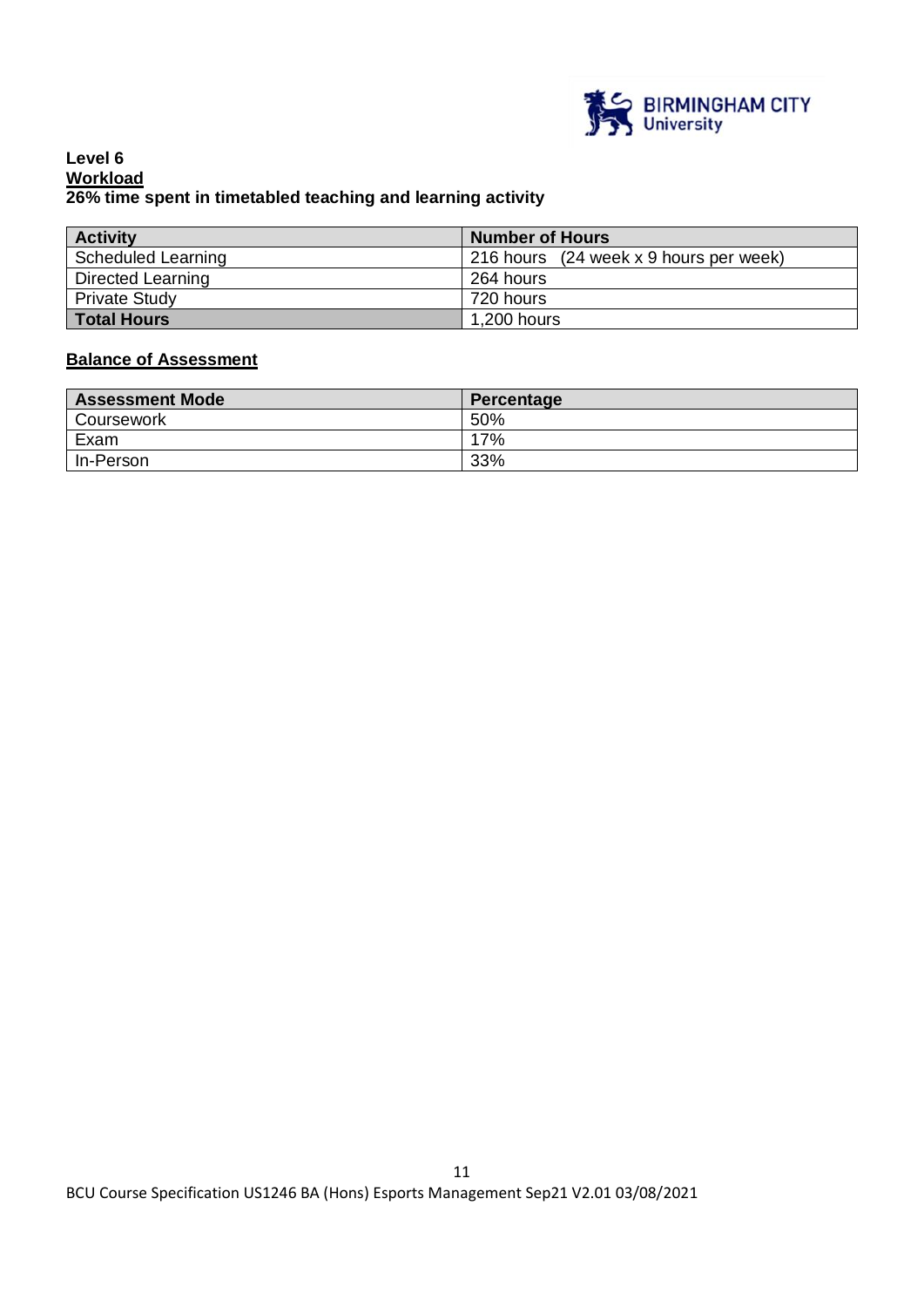**Level 6**

**Workload**

**26% time spent in timetabled teaching and learning activity**

| Activity | Number of Hours |
|---|---|
| Scheduled Learning | 216 hours (24 week x 9 hours per week) |
| Directed Learning | 264 hours |
| Private Study | 720 hours |
| **Total Hours** | 1,200 hours |

**Balance of Assessment**

| Assessment Mode | Percentage |
|---|---|
| Coursework | 50% |
| Exam | 17% |
| In-Person | 33% |